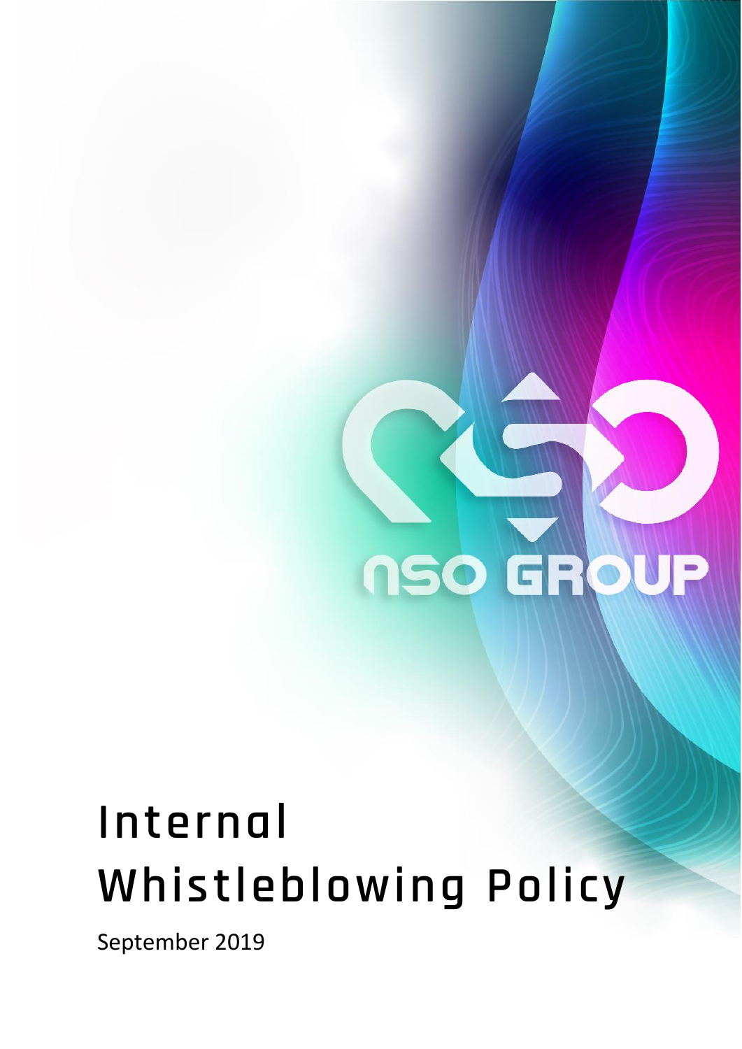NSO GROUP

# Internal Whistleblowing Policy

September 2019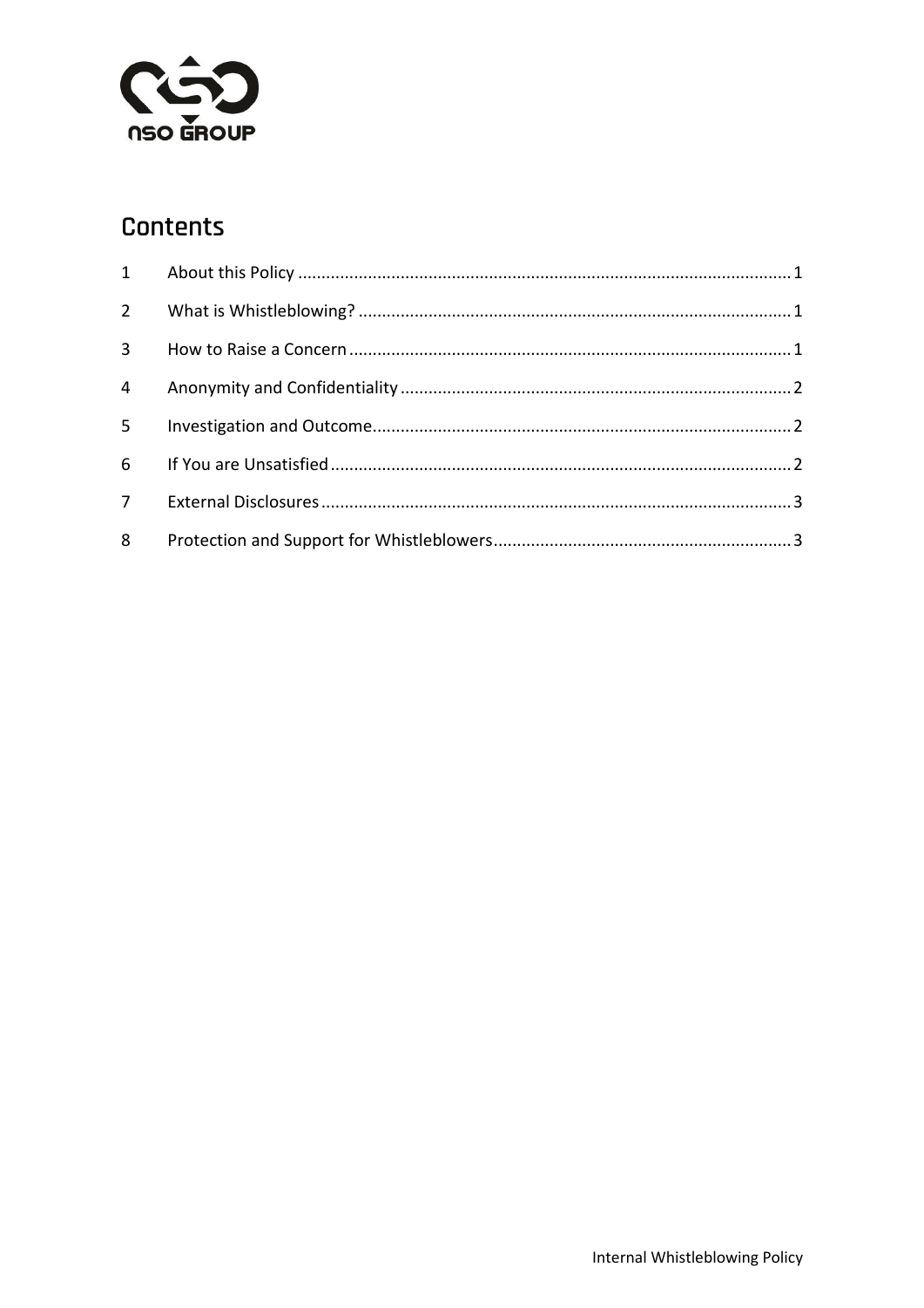## Contents

| | | |
|---|---|---|
| 1 | About this Policy | 1 |
| 2 | What is Whistleblowing? | 1 |
| 3 | How to Raise a Concern | 1 |
| 4 | Anonymity and Confidentiality | 2 |
| 5 | Investigation and Outcome | 2 |
| 6 | If You are Unsatisfied | 2 |
| 7 | External Disclosures | 3 |
| 8 | Protection and Support for Whistleblowers | 3 |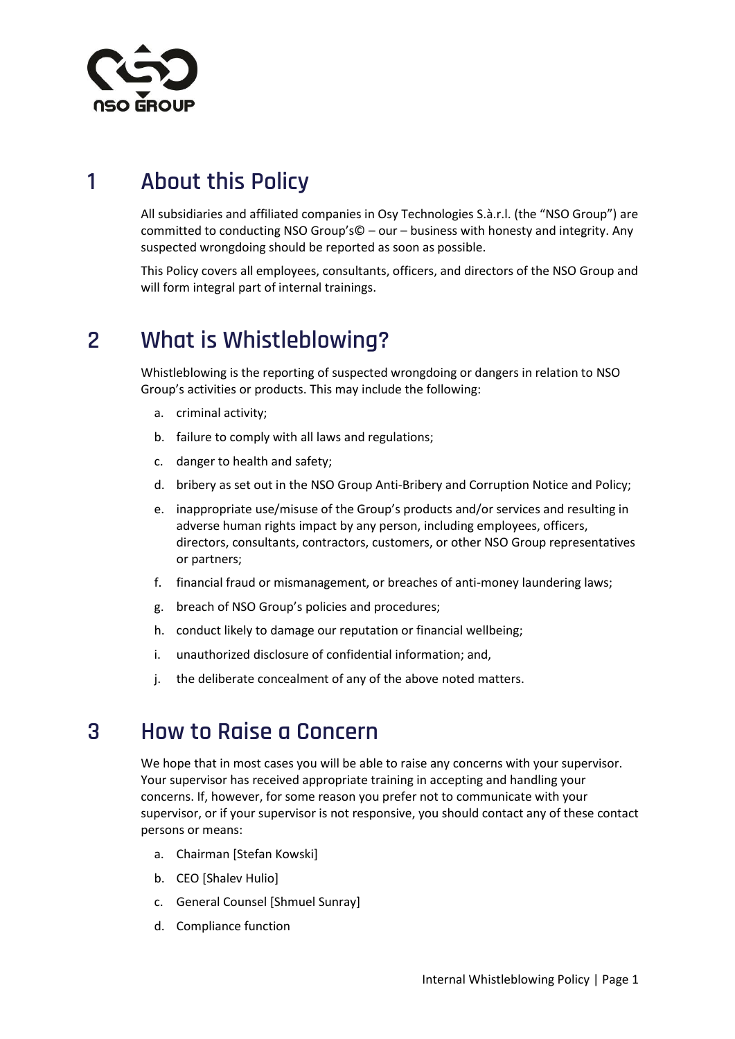# 1 About this Policy

All subsidiaries and affiliated companies in Osy Technologies S.à.r.l. (the "NSO Group") are committed to conducting NSO Group's© – our – business with honesty and integrity. Any suspected wrongdoing should be reported as soon as possible.

This Policy covers all employees, consultants, officers, and directors of the NSO Group and will form integral part of internal trainings.

# 2 What is Whistleblowing?

Whistleblowing is the reporting of suspected wrongdoing or dangers in relation to NSO Group's activities or products. This may include the following:

a. criminal activity;
b. failure to comply with all laws and regulations;
c. danger to health and safety;
d. bribery as set out in the NSO Group Anti-Bribery and Corruption Notice and Policy;
e. inappropriate use/misuse of the Group's products and/or services and resulting in adverse human rights impact by any person, including employees, officers, directors, consultants, contractors, customers, or other NSO Group representatives or partners;
f. financial fraud or mismanagement, or breaches of anti-money laundering laws;
g. breach of NSO Group's policies and procedures;
h. conduct likely to damage our reputation or financial wellbeing;
i. unauthorized disclosure of confidential information; and,
j. the deliberate concealment of any of the above noted matters.

# 3 How to Raise a Concern

We hope that in most cases you will be able to raise any concerns with your supervisor. Your supervisor has received appropriate training in accepting and handling your concerns. If, however, for some reason you prefer not to communicate with your supervisor, or if your supervisor is not responsive, you should contact any of these contact persons or means:

a. Chairman [Stefan Kowski]
b. CEO [Shalev Hulio]
c. General Counsel [Shmuel Sunray]
d. Compliance function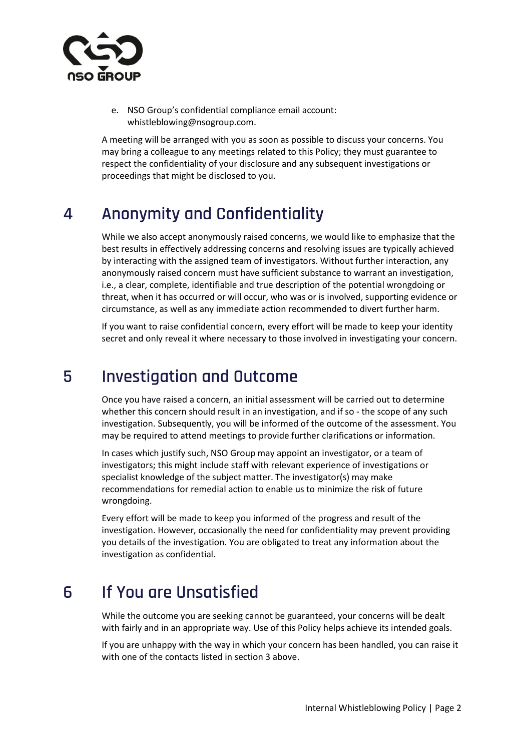e. NSO Group's confidential compliance email account: whistleblowing@nsogroup.com.

A meeting will be arranged with you as soon as possible to discuss your concerns. You may bring a colleague to any meetings related to this Policy; they must guarantee to respect the confidentiality of your disclosure and any subsequent investigations or proceedings that might be disclosed to you.

## 4 Anonymity and Confidentiality

While we also accept anonymously raised concerns, we would like to emphasize that the best results in effectively addressing concerns and resolving issues are typically achieved by interacting with the assigned team of investigators. Without further interaction, any anonymously raised concern must have sufficient substance to warrant an investigation, i.e., a clear, complete, identifiable and true description of the potential wrongdoing or threat, when it has occurred or will occur, who was or is involved, supporting evidence or circumstance, as well as any immediate action recommended to divert further harm.

If you want to raise confidential concern, every effort will be made to keep your identity secret and only reveal it where necessary to those involved in investigating your concern.

## 5 Investigation and Outcome

Once you have raised a concern, an initial assessment will be carried out to determine whether this concern should result in an investigation, and if so - the scope of any such investigation. Subsequently, you will be informed of the outcome of the assessment. You may be required to attend meetings to provide further clarifications or information.

In cases which justify such, NSO Group may appoint an investigator, or a team of investigators; this might include staff with relevant experience of investigations or specialist knowledge of the subject matter. The investigator(s) may make recommendations for remedial action to enable us to minimize the risk of future wrongdoing.

Every effort will be made to keep you informed of the progress and result of the investigation. However, occasionally the need for confidentiality may prevent providing you details of the investigation. You are obligated to treat any information about the investigation as confidential.

## 6 If You are Unsatisfied

While the outcome you are seeking cannot be guaranteed, your concerns will be dealt with fairly and in an appropriate way. Use of this Policy helps achieve its intended goals.

If you are unhappy with the way in which your concern has been handled, you can raise it with one of the contacts listed in section 3 above.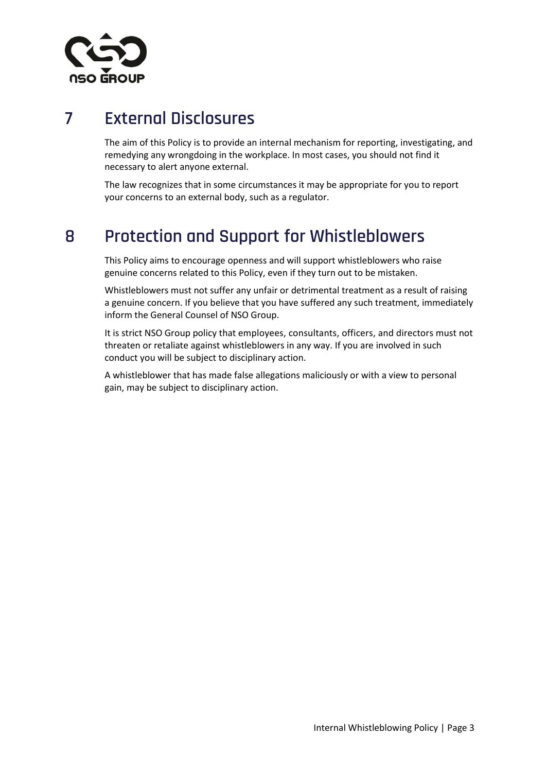## 7 External Disclosures

The aim of this Policy is to provide an internal mechanism for reporting, investigating, and remedying any wrongdoing in the workplace. In most cases, you should not find it necessary to alert anyone external.

The law recognizes that in some circumstances it may be appropriate for you to report your concerns to an external body, such as a regulator.

## 8 Protection and Support for Whistleblowers

This Policy aims to encourage openness and will support whistleblowers who raise genuine concerns related to this Policy, even if they turn out to be mistaken.

Whistleblowers must not suffer any unfair or detrimental treatment as a result of raising a genuine concern. If you believe that you have suffered any such treatment, immediately inform the General Counsel of NSO Group.

It is strict NSO Group policy that employees, consultants, officers, and directors must not threaten or retaliate against whistleblowers in any way. If you are involved in such conduct you will be subject to disciplinary action.

A whistleblower that has made false allegations maliciously or with a view to personal gain, may be subject to disciplinary action.